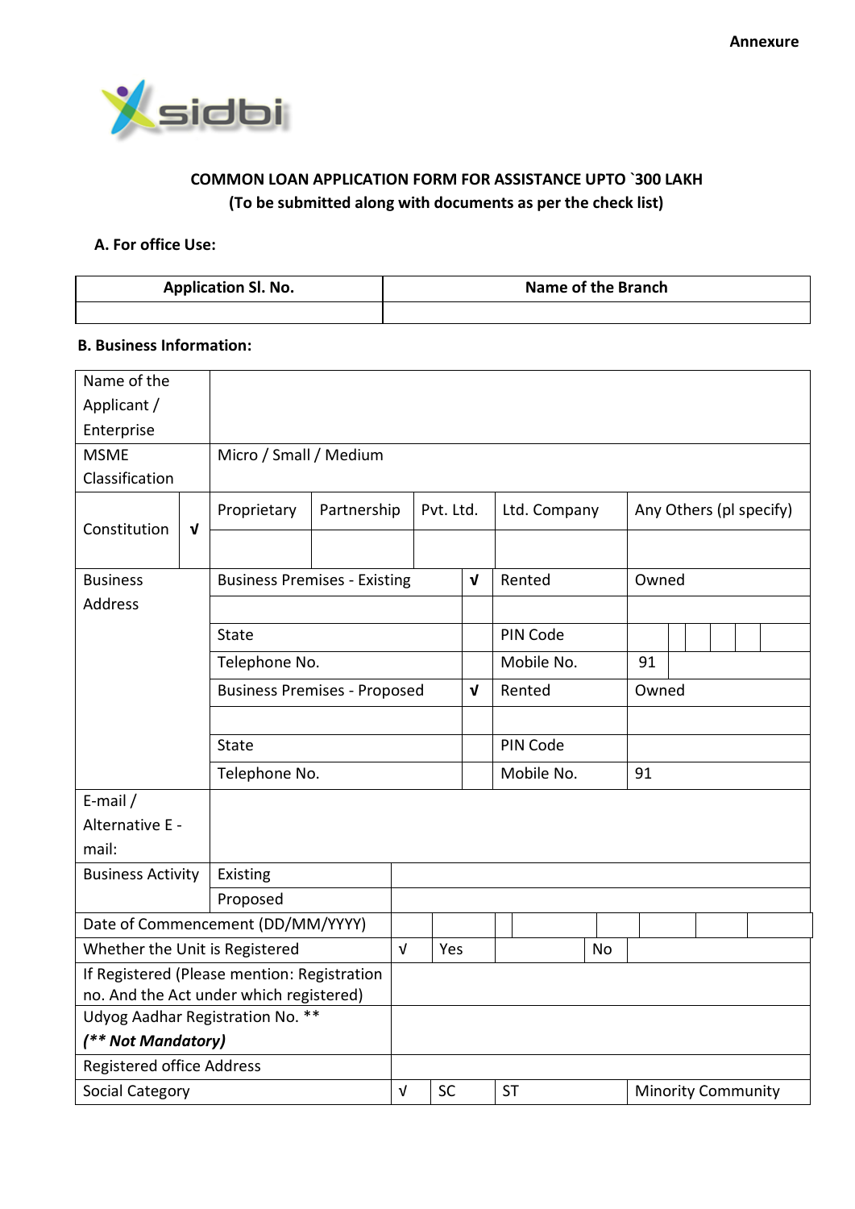**Annexure**

sidbi

## COMMON LOAN APPLICATION FORM FOR ASSISTANCE UPTO `300 LAKH
### (To be submitted along with documents as per the check list)

**A. For office Use:**

| Application Sl. No. | Name of the Branch |
|---|---|
| | |

**B. Business Information:**

| | | | | | | | |
|---|---|---|---|---|---|---|---|
| Name of the Applicant / Enterprise | | | | | | | |
| MSME Classification | Micro / Small / Medium | | | | | | |
| Constitution | √ | Proprietary | Partnership | Pvt. Ltd. | Ltd. Company | Any Others (pl specify) | |
| | | | | | | | |
| Business Address | Business Premises - Existing | | √ | Rented | Owned | | |
| | | | | | | | |
| | State | | | PIN Code | | | |
| | Telephone No. | | | Mobile No. | 91 | | |
| | Business Premises - Proposed | | √ | Rented | Owned | | |
| | | | | | | | |
| | State | | | PIN Code | | | |
| | Telephone No. | | | Mobile No. | 91 | | |
| E-mail / Alternative E - mail: | | | | | | | |
| Business Activity | Existing | | | | | | |
| | Proposed | | | | | | |
| Date of Commencement (DD/MM/YYYY) | | | | | | | |
| Whether the Unit is Registered | √ | Yes | | No | | | |
| If Registered (Please mention: Registration no. And the Act under which registered) | | | | | | | |
| Udyog Aadhar Registration No. ** *(** Not Mandatory)* | | | | | | | |
| Registered office Address | | | | | | | |
| Social Category | √ | SC | ST | Minority Community | | | |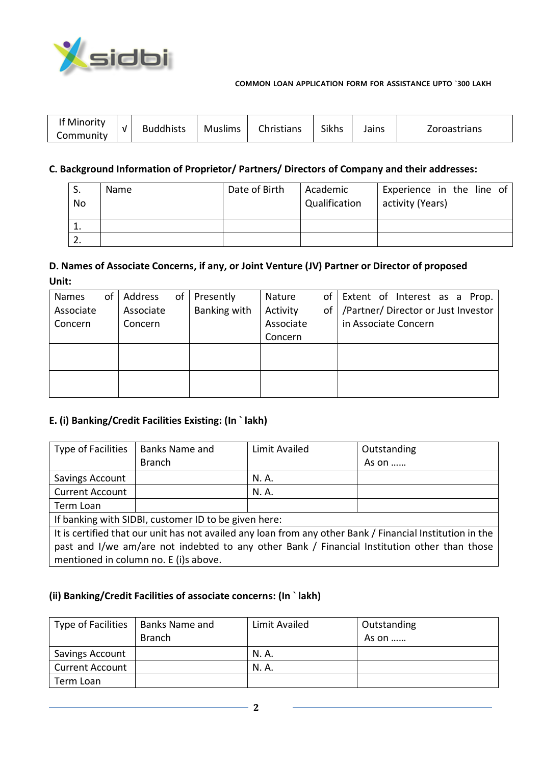| If Minority Community | √ | Buddhists | Muslims | Christians | Sikhs | Jains | Zoroastrians |
|---|---|---|---|---|---|---|---|

**C. Background Information of Proprietor/ Partners/ Directors of Company and their addresses:**

| S. No | Name | Date of Birth | Academic Qualification | Experience in the line of activity (Years) |
|---|---|---|---|---|
| 1. | | | | |
| 2. | | | | |

**D. Names of Associate Concerns, if any, or Joint Venture (JV) Partner or Director of proposed Unit:**

| Names of Associate Concern | Address of Associate Concern | Presently Banking with | Nature of Activity of Associate Concern | Extent of Interest as a Prop. /Partner/ Director or Just Investor in Associate Concern |
|---|---|---|---|---|
| | | | | |
| | | | | |

**E. (i) Banking/Credit Facilities Existing: (In ` lakh)**

| Type of Facilities | Banks Name and Branch | Limit Availed | Outstanding As on …… |
|---|---|---|---|
| Savings Account | | N. A. | |
| Current Account | | N. A. | |
| Term Loan | | | |
| If banking with SIDBI, customer ID to be given here: | | | |
| It is certified that our unit has not availed any loan from any other Bank / Financial Institution in the past and I/we am/are not indebted to any other Bank / Financial Institution other than those mentioned in column no. E (i)s above. | | | |

**(ii) Banking/Credit Facilities of associate concerns: (In ` lakh)**

| Type of Facilities | Banks Name and Branch | Limit Availed | Outstanding As on …… |
|---|---|---|---|
| Savings Account | | N. A. | |
| Current Account | | N. A. | |
| Term Loan | | | |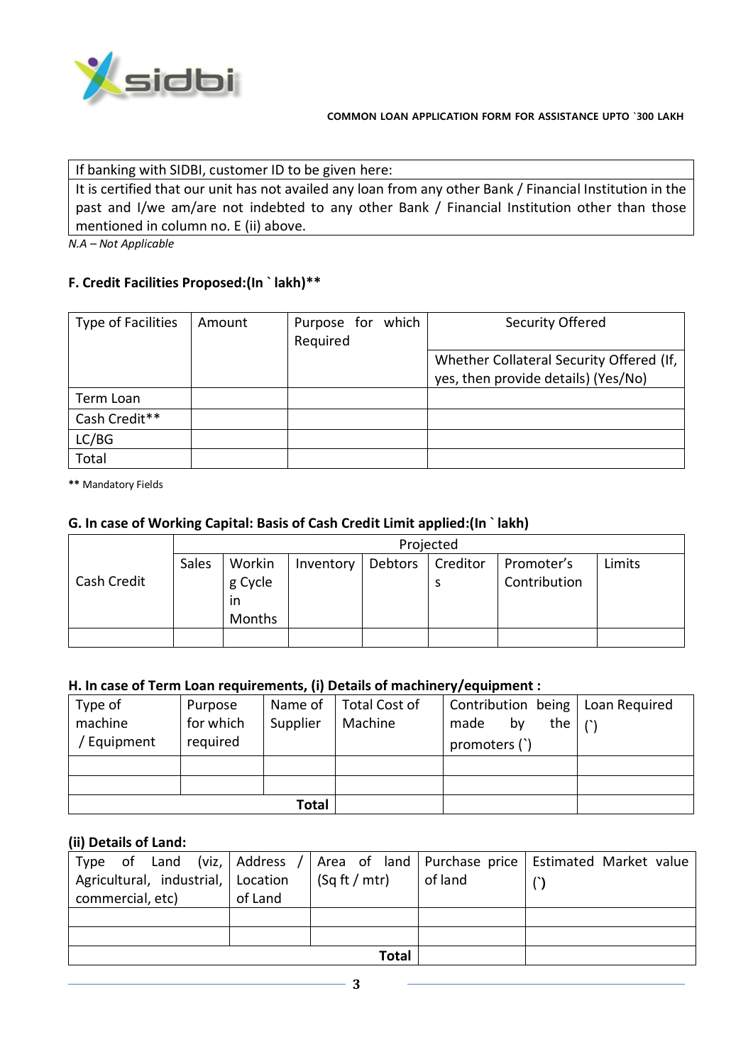COMMON LOAN APPLICATION FORM FOR ASSISTANCE UPTO `300 LAKH

| If banking with SIDBI, customer ID to be given here: |
|---|
| It is certified that our unit has not availed any loan from any other Bank / Financial Institution in the past and I/we am/are not indebted to any other Bank / Financial Institution other than those mentioned in column no. E (ii) above. |

*N.A – Not Applicable*

### F. Credit Facilities Proposed:(In ` lakh)**

| Type of Facilities | Amount | Purpose for which Required | Security Offered |
|---|---|---|---|
| | | | Whether Collateral Security Offered (If, yes, then provide details) (Yes/No) |
| Term Loan | | | |
| Cash Credit** | | | |
| LC/BG | | | |
| Total | | | |

**** Mandatory Fields**

### G. In case of Working Capital: Basis of Cash Credit Limit applied:(In ` lakh)

| Cash Credit | Projected | | | | | | |
|---|---|---|---|---|---|---|---|
| | Sales | Working Cycle in Months | Inventory | Debtors | Creditors | Promoter's Contribution | Limits |
| | | | | | | | |

### H. In case of Term Loan requirements, (i) Details of machinery/equipment :

| Type of machine / Equipment | Purpose for which required | Name of Supplier | Total Cost of Machine | Contribution being made by the promoters (`) | Loan Required (`) |
|---|---|---|---|---|---|
| | | | | | |
| | | | | | |
| | | **Total** | | | |

### (ii) Details of Land:

| Type of Land (viz, Agricultural, industrial, commercial, etc) | Address / Location of Land | Area of land (Sq ft / mtr) | Purchase price of land | Estimated Market value (`) |
|---|---|---|---|---|
| | | | | |
| | | | | |
| | | **Total** | | |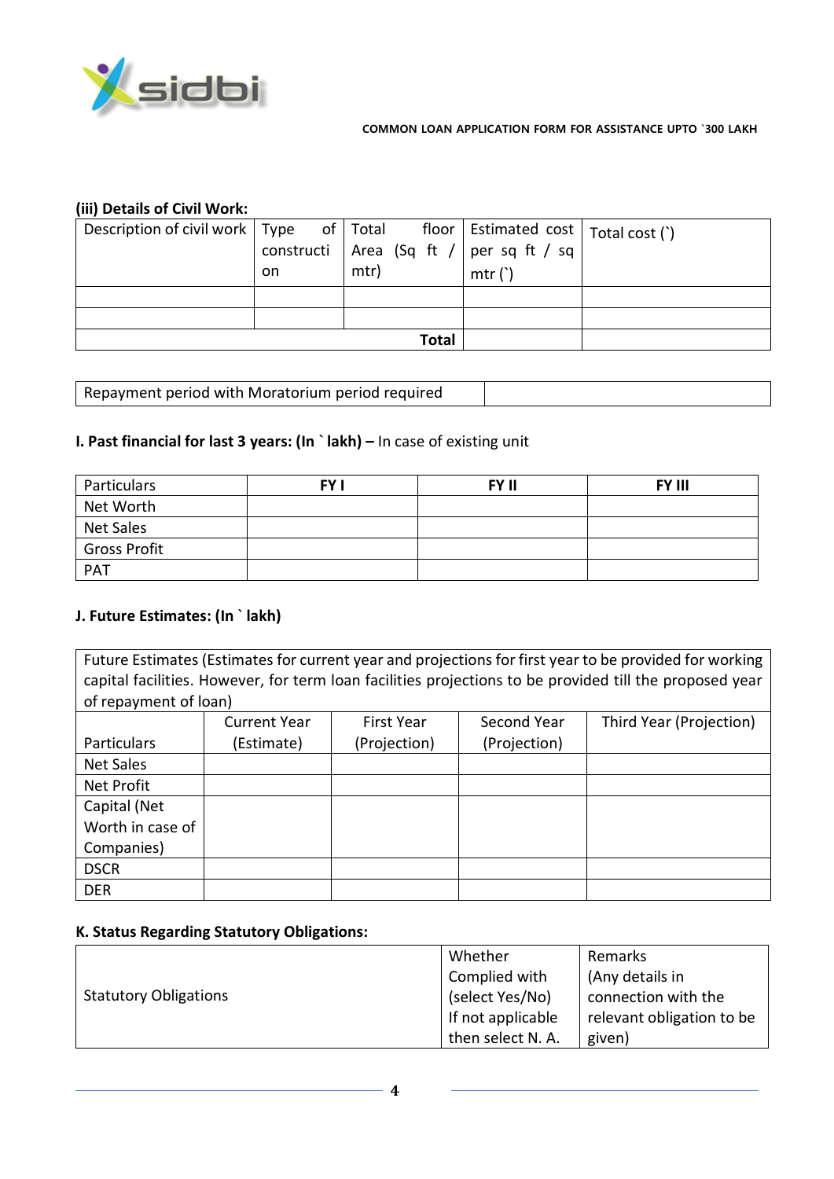### (iii) Details of Civil Work:

| Description of civil work | Type of construction | Total floor Area (Sq ft / sq mtr) | Estimated cost per sq ft / sq mtr (`) | Total cost (`) |
|---|---|---|---|---|
| | | | | |
| | | | | |
| | | **Total** | | |

| Repayment period with Moratorium period required | |
|---|---|

### I. Past financial for last 3 years: (In ` lakh) – In case of existing unit

| Particulars | FY I | FY II | FY III |
|---|---|---|---|
| Net Worth | | | |
| Net Sales | | | |
| Gross Profit | | | |
| PAT | | | |

### J. Future Estimates: (In ` lakh)

| Future Estimates (Estimates for current year and projections for first year to be provided for working capital facilities. However, for term loan facilities projections to be provided till the proposed year of repayment of loan) | | | | |
|---|---|---|---|---|
| Particulars | Current Year (Estimate) | First Year (Projection) | Second Year (Projection) | Third Year (Projection) |
| Net Sales | | | | |
| Net Profit | | | | |
| Capital (Net Worth in case of Companies) | | | | |
| DSCR | | | | |
| DER | | | | |

### K. Status Regarding Statutory Obligations:

| Statutory Obligations | Whether Complied with (select Yes/No) If not applicable then select N. A. | Remarks (Any details in connection with the relevant obligation to be given) |
|---|---|---|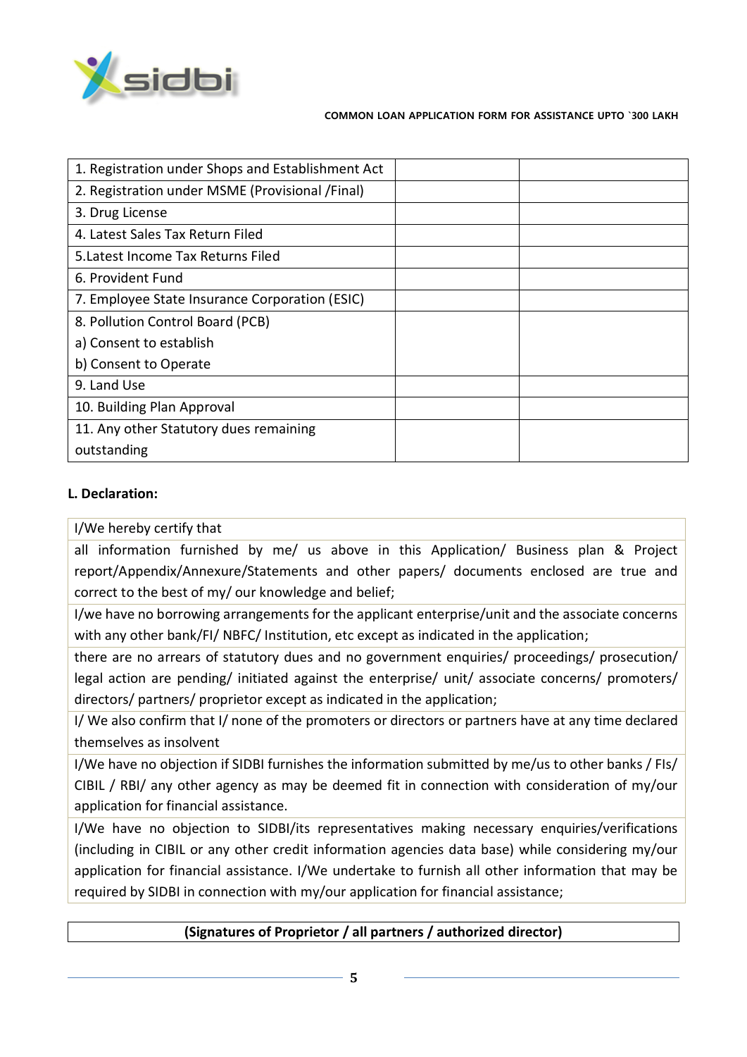| | | |
|---|---|---|
| 1. Registration under Shops and Establishment Act | | |
| 2. Registration under MSME (Provisional /Final) | | |
| 3. Drug License | | |
| 4. Latest Sales Tax Return Filed | | |
| 5.Latest Income Tax Returns Filed | | |
| 6. Provident Fund | | |
| 7. Employee State Insurance Corporation (ESIC) | | |
| 8. Pollution Control Board (PCB)<br>a) Consent to establish<br>b) Consent to Operate | | |
| 9. Land Use | | |
| 10. Building Plan Approval | | |
| 11. Any other Statutory dues remaining outstanding | | |

**L. Declaration:**

| |
|---|
| I/We hereby certify that |
| all information furnished by me/ us above in this Application/ Business plan & Project report/Appendix/Annexure/Statements and other papers/ documents enclosed are true and correct to the best of my/ our knowledge and belief; |
| I/we have no borrowing arrangements for the applicant enterprise/unit and the associate concerns with any other bank/FI/ NBFC/ Institution, etc except as indicated in the application; |
| there are no arrears of statutory dues and no government enquiries/ proceedings/ prosecution/ legal action are pending/ initiated against the enterprise/ unit/ associate concerns/ promoters/ directors/ partners/ proprietor except as indicated in the application; |
| I/ We also confirm that I/ none of the promoters or directors or partners have at any time declared themselves as insolvent |
| I/We have no objection if SIDBI furnishes the information submitted by me/us to other banks / FIs/ CIBIL / RBI/ any other agency as may be deemed fit in connection with consideration of my/our application for financial assistance. |
| I/We have no objection to SIDBI/its representatives making necessary enquiries/verifications (including in CIBIL or any other credit information agencies data base) while considering my/our application for financial assistance. I/We undertake to furnish all other information that may be required by SIDBI in connection with my/our application for financial assistance; |

**(Signatures of Proprietor / all partners / authorized director)**